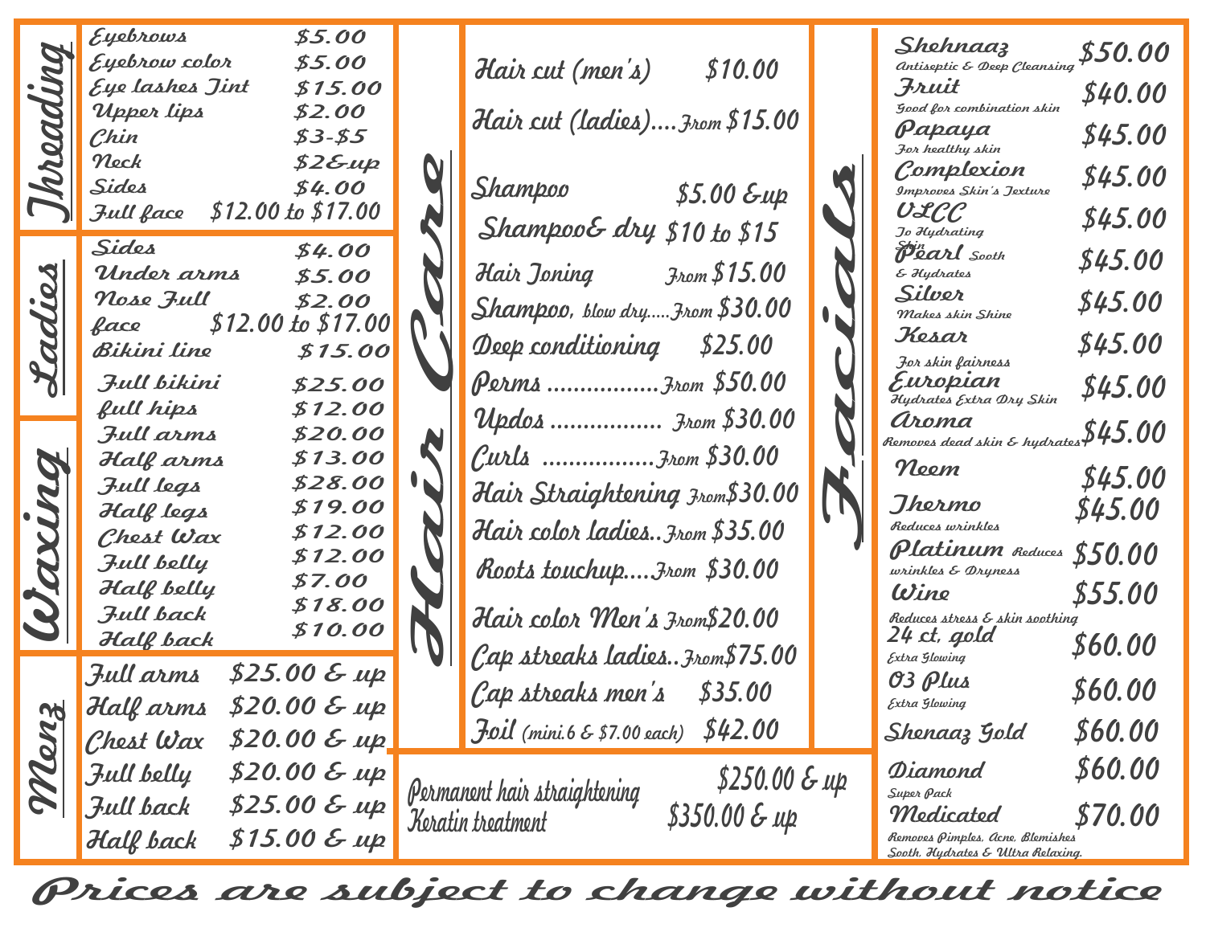## Threading

| Service | Price |
|---|---|
| Eyebrows | $5.00 |
| Eyebrow color | $5.00 |
| Eye lashes Tint | $15.00 |
| Upper lips | $2.00 |
| Chin | $3-$5 |
| Neck | $2&up |
| Sides | $4.00 |
| Full face | $12.00 to $17.00 |

## Ladies

| Service | Price |
|---|---|
| Sides | $4.00 |
| Under arms | $5.00 |
| Nose Full | $2.00 |
| face | $12.00 to $17.00 |
| Bikini line | $15.00 |

## Waxing

| Service | Price |
|---|---|
| Full bikini | $25.00 |
| full hips | $12.00 |
| Full arms | $20.00 |
| Half arms | $13.00 |
| Full legs | $28.00 |
| Half legs | $19.00 |
| Chest Wax | $12.00 |
| Full belly | $12.00 |
| Half belly | $7.00 |
| Full back | $18.00 |
| Half back | $10.00 |

## Menz

| Service | Price |
|---|---|
| Full arms | $25.00 & up |
| Half arms | $20.00 & up |
| Chest Wax | $20.00 & up |
| Full belly | $20.00 & up |
| Full back | $25.00 & up |
| Half back | $15.00 & up |

## Hair Care

| Service | Price |
|---|---|
| Hair cut (men's) | $10.00 |
| Hair cut (ladies).... | From $15.00 |
| Shampoo | $5.00 &up |
| Shampoo& dry | $10 to $15 |
| Hair Toning | From $15.00 |
| Shampoo, blow dry..... | From $30.00 |
| Deep conditioning | $25.00 |
| Perms ................ | From $50.00 |
| Updos ................ | From $30.00 |
| Curls ................ | From $30.00 |
| Hair Straightening | From $30.00 |
| Hair color ladies.. | From $35.00 |
| Roots touchup.... | From $30.00 |
| Hair color Men's | From $20.00 |
| Cap streaks ladies.. | From $75.00 |
| Cap streaks men's | $35.00 |
| Foil (mini.6 & $7.00 each) | $42.00 |

| Service | Price |
|---|---|
| Permanent hair straightening | $250.00 & up |
| Keratin treatment | $350.00 & up |

## Facials

| Service | Description | Price |
|---|---|---|
| Shehnaaz | Antiseptic & Deep Cleansing | $50.00 |
| Fruit | Good for combination skin | $40.00 |
| Papaya | For healthy skin | $45.00 |
| Complexion | Improves Skin's Texture | $45.00 |
| VLCC | To Hydrating Skin | $45.00 |
| Pearl | Sooth & Hydrates | $45.00 |
| Silver | Makes skin Shine | $45.00 |
| Kesar | For skin fairness | $45.00 |
| Europian | Hydrates Extra Dry Skin | $45.00 |
| Aroma | Removes dead skin & hydrates | $45.00 |
| Neem | | $45.00 |
| Thermo | Reduces wrinkles | $45.00 |
| Platinum | Reduces wrinkles & Dryness | $50.00 |
| Wine | Reduces stress & skin soothing | $55.00 |
| 24 ct, gold | Extra Glowing | $60.00 |
| O3 Plus | Extra Glowing | $60.00 |
| Shenaaz Gold | | $60.00 |
| Diamond | Super Pack | $60.00 |
| Medicated | Removes Pimples, Acne, Blemishes Sooth, Hydrates & Ultra Relaxing. | $70.00 |

*Prices are subject to change without notice*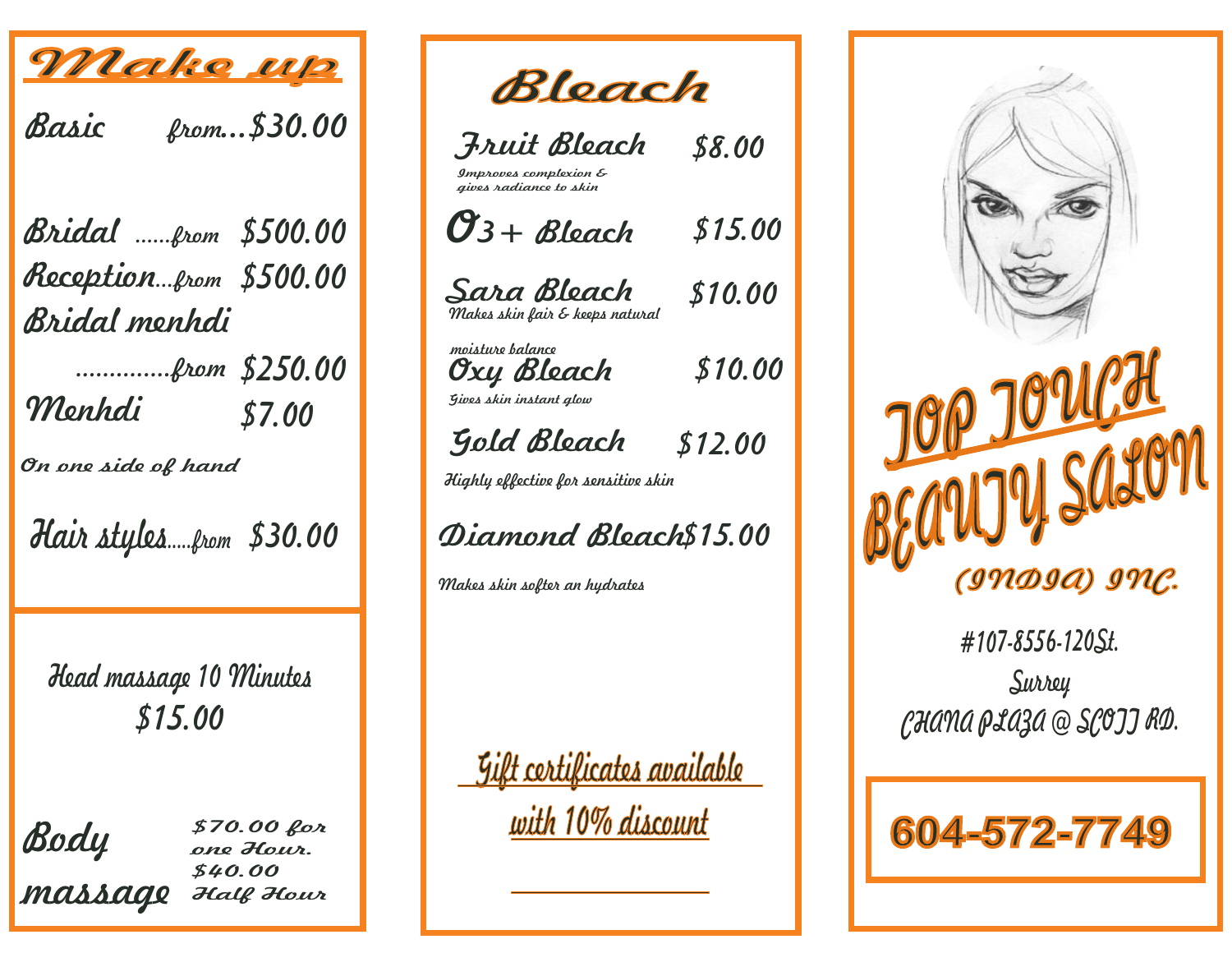# Make up

Basic from...$30.00

Bridal ......from $500.00

Reception...from $500.00

Bridal menhdi

..............from $250.00

Menhdi $7.00

On one side of hand

Hair styles.....from $30.00

Head massage 10 Minutes
$15.00

Body massage
$70.00 for one Hour.
$40.00 Half Hour

# Bleach

Fruit Bleach $8.00
Improves complexion & gives radiance to skin

$O_3$+ Bleach $15.00

Sara Bleach $10.00
Makes skin fair & keeps natural moisture balance

Oxy Bleach $10.00
Gives skin instant glow

Gold Bleach $12.00
Highly effective for sensitive skin

Diamond Bleach $15.00
Makes skin softer an hydrates

Gift certificates available with 10% discount

# TOP TOUCH BEAUTY SALON

(INDIA) INC.

#107-8556-120St.
Surrey
CHANA PLAZA @ SCOTT RD.

**604-572-7749**